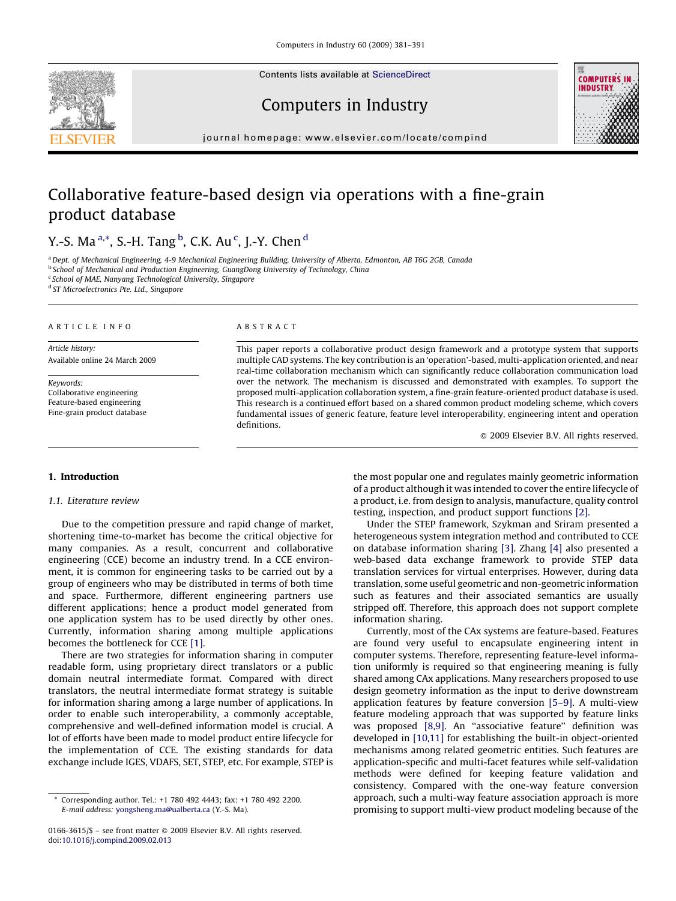# Collaborative feature-based design via operations with a fine-grain product database

Y.-S. Ma [a,*], S.-H. Tang [b], C.K. Au [c], J.-Y. Chen [d]

[a] Dept. of Mechanical Engineering, 4-9 Mechanical Engineering Building, University of Alberta, Edmonton, AB T6G 2G8, Canada
[b] School of Mechanical and Production Engineering, GuangDong University of Technology, China
[c] School of MAE, Nanyang Technological University, Singapore
[d] ST Microelectronics Pte. Ltd., Singapore

**ARTICLE INFO**

*Article history:*
Available online 24 March 2009

*Keywords:*
Collaborative engineering
Feature-based engineering
Fine-grain product database

**ABSTRACT**

This paper reports a collaborative product design framework and a prototype system that supports multiple CAD systems. The key contribution is an 'operation'-based, multi-application oriented, and near real-time collaboration mechanism which can significantly reduce collaboration communication load over the network. The mechanism is discussed and demonstrated with examples. To support the proposed multi-application collaboration system, a fine-grain feature-oriented product database is used. This research is a continued effort based on a shared common product modeling scheme, which covers fundamental issues of generic feature, feature level interoperability, engineering intent and operation definitions.

© 2009 Elsevier B.V. All rights reserved.

## 1. Introduction

### 1.1. Literature review

Due to the competition pressure and rapid change of market, shortening time-to-market has become the critical objective for many companies. As a result, concurrent and collaborative engineering (CCE) become an industry trend. In a CCE environment, it is common for engineering tasks to be carried out by a group of engineers who may be distributed in terms of both time and space. Furthermore, different engineering partners use different applications; hence a product model generated from one application system has to be used directly by other ones. Currently, information sharing among multiple applications becomes the bottleneck for CCE [1].

There are two strategies for information sharing in computer readable form, using proprietary direct translators or a public domain neutral intermediate format. Compared with direct translators, the neutral intermediate format strategy is suitable for information sharing among a large number of applications. In order to enable such interoperability, a commonly acceptable, comprehensive and well-defined information model is crucial. A lot of efforts have been made to model product entire lifecycle for the implementation of CCE. The existing standards for data exchange include IGES, VDAFS, SET, STEP, etc. For example, STEP is the most popular one and regulates mainly geometric information of a product although it was intended to cover the entire lifecycle of a product, i.e. from design to analysis, manufacture, quality control testing, inspection, and product support functions [2].

Under the STEP framework, Szykman and Sriram presented a heterogeneous system integration method and contributed to CCE on database information sharing [3]. Zhang [4] also presented a web-based data exchange framework to provide STEP data translation services for virtual enterprises. However, during data translation, some useful geometric and non-geometric information such as features and their associated semantics are usually stripped off. Therefore, this approach does not support complete information sharing.

Currently, most of the CAx systems are feature-based. Features are found very useful to encapsulate engineering intent in computer systems. Therefore, representing feature-level information uniformly is required so that engineering meaning is fully shared among CAx applications. Many researchers proposed to use design geometry information as the input to derive downstream application features by feature conversion [5–9]. A multi-view feature modeling approach that was supported by feature links was proposed [8,9]. An "associative feature" definition was developed in [10,11] for establishing the built-in object-oriented mechanisms among related geometric entities. Such features are application-specific and multi-facet features while self-validation methods were defined for keeping feature validation and consistency. Compared with the one-way feature conversion approach, such a multi-way feature association approach is more promising to support multi-view product modeling because of the

* Corresponding author. Tel.: +1 780 492 4443; fax: +1 780 492 2200.
E-mail address: yongsheng.ma@ualberta.ca (Y.-S. Ma).

0166-3615/$ – see front matter © 2009 Elsevier B.V. All rights reserved.
doi:10.1016/j.compind.2009.02.013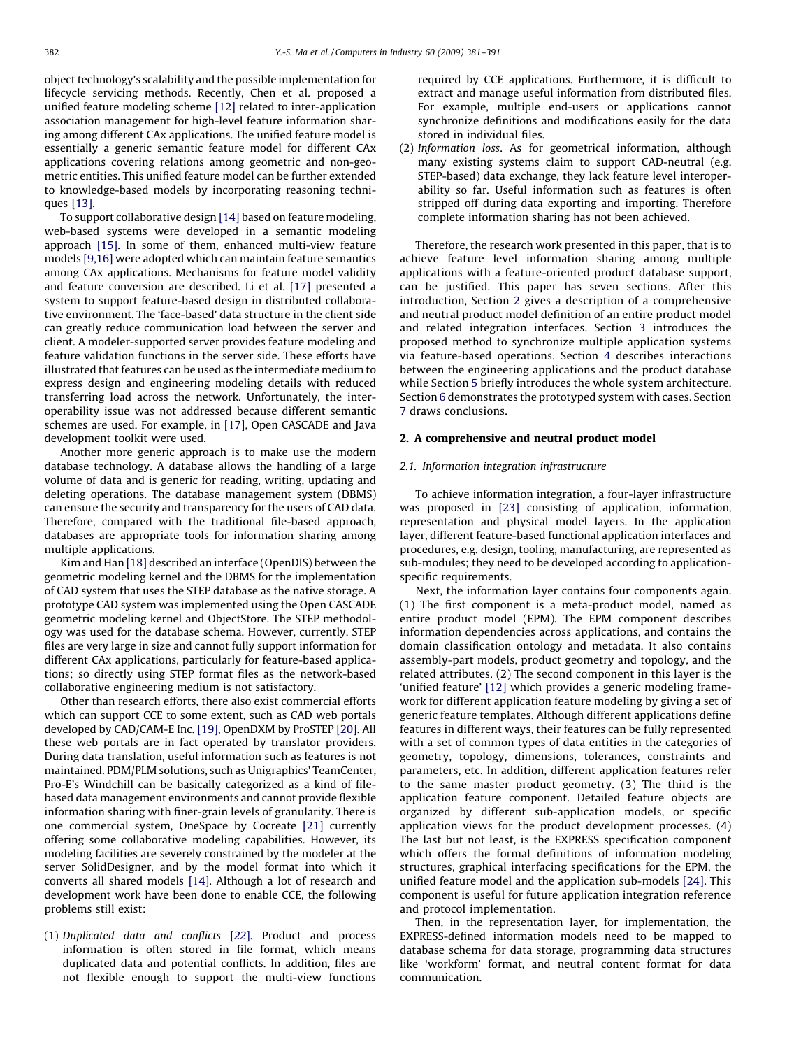object technology's scalability and the possible implementation for lifecycle servicing methods. Recently, Chen et al. proposed a unified feature modeling scheme [12] related to inter-application association management for high-level feature information sharing among different CAx applications. The unified feature model is essentially a generic semantic feature model for different CAx applications covering relations among geometric and non-geometric entities. This unified feature model can be further extended to knowledge-based models by incorporating reasoning techniques [13].

To support collaborative design [14] based on feature modeling, web-based systems were developed in a semantic modeling approach [15]. In some of them, enhanced multi-view feature models [9,16] were adopted which can maintain feature semantics among CAx applications. Mechanisms for feature model validity and feature conversion are described. Li et al. [17] presented a system to support feature-based design in distributed collaborative environment. The 'face-based' data structure in the client side can greatly reduce communication load between the server and client. A modeler-supported server provides feature modeling and feature validation functions in the server side. These efforts have illustrated that features can be used as the intermediate medium to express design and engineering modeling details with reduced transferring load across the network. Unfortunately, the interoperability issue was not addressed because different semantic schemes are used. For example, in [17], Open CASCADE and Java development toolkit were used.

Another more generic approach is to make use the modern database technology. A database allows the handling of a large volume of data and is generic for reading, writing, updating and deleting operations. The database management system (DBMS) can ensure the security and transparency for the users of CAD data. Therefore, compared with the traditional file-based approach, databases are appropriate tools for information sharing among multiple applications.

Kim and Han [18] described an interface (OpenDIS) between the geometric modeling kernel and the DBMS for the implementation of CAD system that uses the STEP database as the native storage. A prototype CAD system was implemented using the Open CASCADE geometric modeling kernel and ObjectStore. The STEP methodology was used for the database schema. However, currently, STEP files are very large in size and cannot fully support information for different CAx applications, particularly for feature-based applications; so directly using STEP format files as the network-based collaborative engineering medium is not satisfactory.

Other than research efforts, there also exist commercial efforts which can support CCE to some extent, such as CAD web portals developed by CAD/CAM-E Inc. [19], OpenDXM by ProSTEP [20]. All these web portals are in fact operated by translator providers. During data translation, useful information such as features is not maintained. PDM/PLM solutions, such as Unigraphics' TeamCenter, Pro-E's Windchill can be basically categorized as a kind of file-based data management environments and cannot provide flexible information sharing with finer-grain levels of granularity. There is one commercial system, OneSpace by Cocreate [21] currently offering some collaborative modeling capabilities. However, its modeling facilities are severely constrained by the modeler at the server SolidDesigner, and by the model format into which it converts all shared models [14]. Although a lot of research and development work have been done to enable CCE, the following problems still exist:

(1) *Duplicated data and conflicts* [22]. Product and process information is often stored in file format, which means duplicated data and potential conflicts. In addition, files are not flexible enough to support the multi-view functions required by CCE applications. Furthermore, it is difficult to extract and manage useful information from distributed files. For example, multiple end-users or applications cannot synchronize definitions and modifications easily for the data stored in individual files.
(2) *Information loss*. As for geometrical information, although many existing systems claim to support CAD-neutral (e.g. STEP-based) data exchange, they lack feature level interoperability so far. Useful information such as features is often stripped off during data exporting and importing. Therefore complete information sharing has not been achieved.

Therefore, the research work presented in this paper, that is to achieve feature level information sharing among multiple applications with a feature-oriented product database support, can be justified. This paper has seven sections. After this introduction, Section 2 gives a description of a comprehensive and neutral product model definition of an entire product model and related integration interfaces. Section 3 introduces the proposed method to synchronize multiple application systems via feature-based operations. Section 4 describes interactions between the engineering applications and the product database while Section 5 briefly introduces the whole system architecture. Section 6 demonstrates the prototyped system with cases. Section 7 draws conclusions.

## 2. A comprehensive and neutral product model

### 2.1. Information integration infrastructure

To achieve information integration, a four-layer infrastructure was proposed in [23] consisting of application, information, representation and physical model layers. In the application layer, different feature-based functional application interfaces and procedures, e.g. design, tooling, manufacturing, are represented as sub-modules; they need to be developed according to application-specific requirements.

Next, the information layer contains four components again. (1) The first component is a meta-product model, named as entire product model (EPM). The EPM component describes information dependencies across applications, and contains the domain classification ontology and metadata. It also contains assembly-part models, product geometry and topology, and the related attributes. (2) The second component in this layer is the 'unified feature' [12] which provides a generic modeling framework for different application feature modeling by giving a set of generic feature templates. Although different applications define features in different ways, their features can be fully represented with a set of common types of data entities in the categories of geometry, topology, dimensions, tolerances, constraints and parameters, etc. In addition, different application features refer to the same master product geometry. (3) The third is the application feature component. Detailed feature objects are organized by different sub-application models, or specific application views for the product development processes. (4) The last but not least, is the EXPRESS specification component which offers the formal definitions of information modeling structures, graphical interfacing specifications for the EPM, the unified feature model and the application sub-models [24]. This component is useful for future application integration reference and protocol implementation.

Then, in the representation layer, for implementation, the EXPRESS-defined information models need to be mapped to database schema for data storage, programming data structures like 'workform' format, and neutral content format for data communication.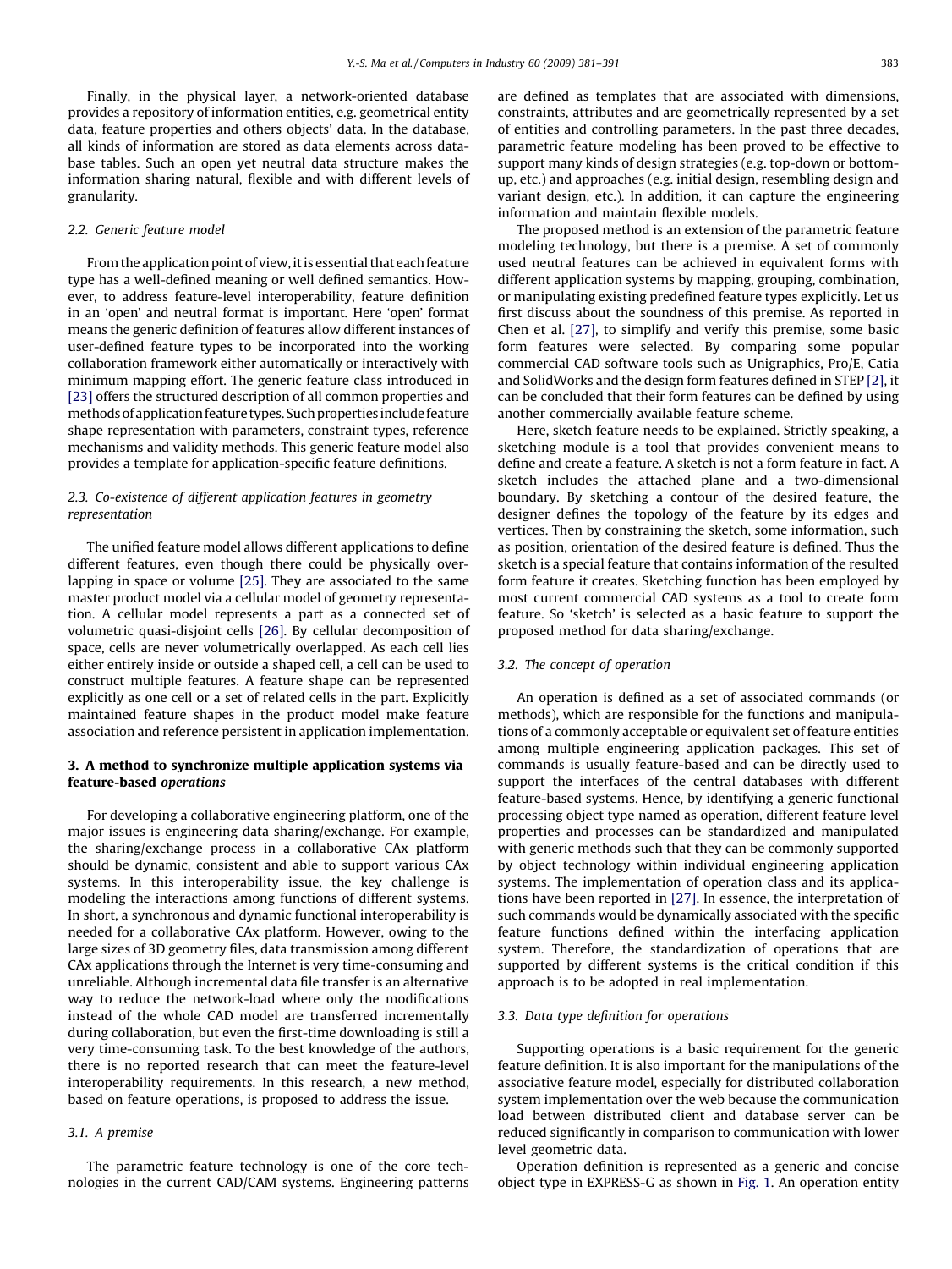Finally, in the physical layer, a network-oriented database provides a repository of information entities, e.g. geometrical entity data, feature properties and others objects' data. In the database, all kinds of information are stored as data elements across database tables. Such an open yet neutral data structure makes the information sharing natural, flexible and with different levels of granularity.

### 2.2. Generic feature model

From the application point of view, it is essential that each feature type has a well-defined meaning or well defined semantics. However, to address feature-level interoperability, feature definition in an 'open' and neutral format is important. Here 'open' format means the generic definition of features allow different instances of user-defined feature types to be incorporated into the working collaboration framework either automatically or interactively with minimum mapping effort. The generic feature class introduced in [23] offers the structured description of all common properties and methods of application feature types. Such properties include feature shape representation with parameters, constraint types, reference mechanisms and validity methods. This generic feature model also provides a template for application-specific feature definitions.

### 2.3. Co-existence of different application features in geometry representation

The unified feature model allows different applications to define different features, even though there could be physically overlapping in space or volume [25]. They are associated to the same master product model via a cellular model of geometry representation. A cellular model represents a part as a connected set of volumetric quasi-disjoint cells [26]. By cellular decomposition of space, cells are never volumetrically overlapped. As each cell lies either entirely inside or outside a shaped cell, a cell can be used to construct multiple features. A feature shape can be represented explicitly as one cell or a set of related cells in the part. Explicitly maintained feature shapes in the product model make feature association and reference persistent in application implementation.

## 3. A method to synchronize multiple application systems via feature-based *operations*

For developing a collaborative engineering platform, one of the major issues is engineering data sharing/exchange. For example, the sharing/exchange process in a collaborative CAx platform should be dynamic, consistent and able to support various CAx systems. In this interoperability issue, the key challenge is modeling the interactions among functions of different systems. In short, a synchronous and dynamic functional interoperability is needed for a collaborative CAx platform. However, owing to the large sizes of 3D geometry files, data transmission among different CAx applications through the Internet is very time-consuming and unreliable. Although incremental data file transfer is an alternative way to reduce the network-load where only the modifications instead of the whole CAD model are transferred incrementally during collaboration, but even the first-time downloading is still a very time-consuming task. To the best knowledge of the authors, there is no reported research that can meet the feature-level interoperability requirements. In this research, a new method, based on feature operations, is proposed to address the issue.

### 3.1. A premise

The parametric feature technology is one of the core technologies in the current CAD/CAM systems. Engineering patterns are defined as templates that are associated with dimensions, constraints, attributes and are geometrically represented by a set of entities and controlling parameters. In the past three decades, parametric feature modeling has been proved to be effective to support many kinds of design strategies (e.g. top-down or bottom-up, etc.) and approaches (e.g. initial design, resembling design and variant design, etc.). In addition, it can capture the engineering information and maintain flexible models.

The proposed method is an extension of the parametric feature modeling technology, but there is a premise. A set of commonly used neutral features can be achieved in equivalent forms with different application systems by mapping, grouping, combination, or manipulating existing predefined feature types explicitly. Let us first discuss about the soundness of this premise. As reported in Chen et al. [27], to simplify and verify this premise, some basic form features were selected. By comparing some popular commercial CAD software tools such as Unigraphics, Pro/E, Catia and SolidWorks and the design form features defined in STEP [2], it can be concluded that their form features can be defined by using another commercially available feature scheme.

Here, sketch feature needs to be explained. Strictly speaking, a sketching module is a tool that provides convenient means to define and create a feature. A sketch is not a form feature in fact. A sketch includes the attached plane and a two-dimensional boundary. By sketching a contour of the desired feature, the designer defines the topology of the feature by its edges and vertices. Then by constraining the sketch, some information, such as position, orientation of the desired feature is defined. Thus the sketch is a special feature that contains information of the resulted form feature it creates. Sketching function has been employed by most current commercial CAD systems as a tool to create form feature. So 'sketch' is selected as a basic feature to support the proposed method for data sharing/exchange.

### 3.2. The concept of operation

An operation is defined as a set of associated commands (or methods), which are responsible for the functions and manipulations of a commonly acceptable or equivalent set of feature entities among multiple engineering application packages. This set of commands is usually feature-based and can be directly used to support the interfaces of the central databases with different feature-based systems. Hence, by identifying a generic functional processing object type named as operation, different feature level properties and processes can be standardized and manipulated with generic methods such that they can be commonly supported by object technology within individual engineering application systems. The implementation of operation class and its applications have been reported in [27]. In essence, the interpretation of such commands would be dynamically associated with the specific feature functions defined within the interfacing application system. Therefore, the standardization of operations that are supported by different systems is the critical condition if this approach is to be adopted in real implementation.

### 3.3. Data type definition for operations

Supporting operations is a basic requirement for the generic feature definition. It is also important for the manipulations of the associative feature model, especially for distributed collaboration system implementation over the web because the communication load between distributed client and database server can be reduced significantly in comparison to communication with lower level geometric data.

Operation definition is represented as a generic and concise object type in EXPRESS-G as shown in Fig. 1. An operation entity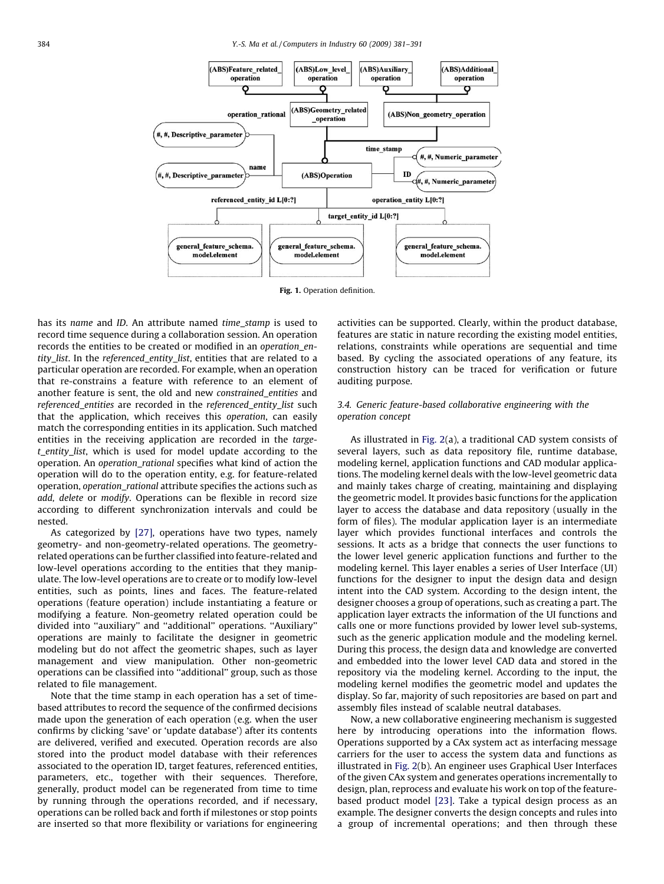(ABS)Feature_related_operation

(ABS)Low_level_operation

(ABS)Auxiliary_operation

(ABS)Additional_operation

operation_rational

(ABS)Geometry_related_operation

(ABS)Non_geometry_operation

#, #, Descriptive_parameter

time_stamp

#, #, Numeric_parameter

name

#, #, Descriptive_parameter

(ABS)Operation

ID

#, #, Numeric_parameter

referenced_entity_id L[0:?]

operation_entity L[0:?]

target_entity_id L[0:?]

general_feature_schema.model.element

general_feature_schema.model.element

general_feature_schema.model.element

**Fig. 1.** Operation definition.

has its *name* and *ID*. An attribute named *time_stamp* is used to record time sequence during a collaboration session. An operation records the entities to be created or modified in an *operation_entity_list*. In the *referenced_entity_list*, entities that are related to a particular operation are recorded. For example, when an operation that re-constrains a feature with reference to an element of another feature is sent, the old and new *constrained_entities* and *referenced_entities* are recorded in the *referenced_entity_list* such that the application, which receives this *operation*, can easily match the corresponding entities in its application. Such matched entities in the receiving application are recorded in the *target_entity_list*, which is used for model update according to the operation. An *operation_rational* specifies what kind of action the operation will do to the operation entity, e.g. for feature-related operation, *operation_rational* attribute specifies the actions such as *add, delete* or *modify*. Operations can be flexible in record size according to different synchronization intervals and could be nested.

As categorized by [27], operations have two types, namely geometry- and non-geometry-related operations. The geometry-related operations can be further classified into feature-related and low-level operations according to the entities that they manipulate. The low-level operations are to create or to modify low-level entities, such as points, lines and faces. The feature-related operations (feature operation) include instantiating a feature or modifying a feature. Non-geometry related operation could be divided into ''auxiliary'' and ''additional'' operations. ''Auxiliary'' operations are mainly to facilitate the designer in geometric modeling but do not affect the geometric shapes, such as layer management and view manipulation. Other non-geometric operations can be classified into ''additional'' group, such as those related to file management.

Note that the time stamp in each operation has a set of time-based attributes to record the sequence of the confirmed decisions made upon the generation of each operation (e.g. when the user confirms by clicking 'save' or 'update database') after its contents are delivered, verified and executed. Operation records are also stored into the product model database with their references associated to the operation ID, target features, referenced entities, parameters, etc., together with their sequences. Therefore, generally, product model can be regenerated from time to time by running through the operations recorded, and if necessary, operations can be rolled back and forth if milestones or stop points are inserted so that more flexibility or variations for engineering activities can be supported. Clearly, within the product database, features are static in nature recording the existing model entities, relations, constraints while operations are sequential and time based. By cycling the associated operations of any feature, its construction history can be traced for verification or future auditing purpose.

### 3.4. Generic feature-based collaborative engineering with the operation concept

As illustrated in Fig. 2(a), a traditional CAD system consists of several layers, such as data repository file, runtime database, modeling kernel, application functions and CAD modular applications. The modeling kernel deals with the low-level geometric data and mainly takes charge of creating, maintaining and displaying the geometric model. It provides basic functions for the application layer to access the database and data repository (usually in the form of files). The modular application layer is an intermediate layer which provides functional interfaces and controls the sessions. It acts as a bridge that connects the user functions to the lower level generic application functions and further to the modeling kernel. This layer enables a series of User Interface (UI) functions for the designer to input the design data and design intent into the CAD system. According to the design intent, the designer chooses a group of operations, such as creating a part. The application layer extracts the information of the UI functions and calls one or more functions provided by lower level sub-systems, such as the generic application module and the modeling kernel. During this process, the design data and knowledge are converted and embedded into the lower level CAD data and stored in the repository via the modeling kernel. According to the input, the modeling kernel modifies the geometric model and updates the display. So far, majority of such repositories are based on part and assembly files instead of scalable neutral databases.

Now, a new collaborative engineering mechanism is suggested here by introducing operations into the information flows. Operations supported by a CAx system act as interfacing message carriers for the user to access the system data and functions as illustrated in Fig. 2(b). An engineer uses Graphical User Interfaces of the given CAx system and generates operations incrementally to design, plan, reprocess and evaluate his work on top of the feature-based product model [23]. Take a typical design process as an example. The designer converts the design concepts and rules into a group of incremental operations; and then through these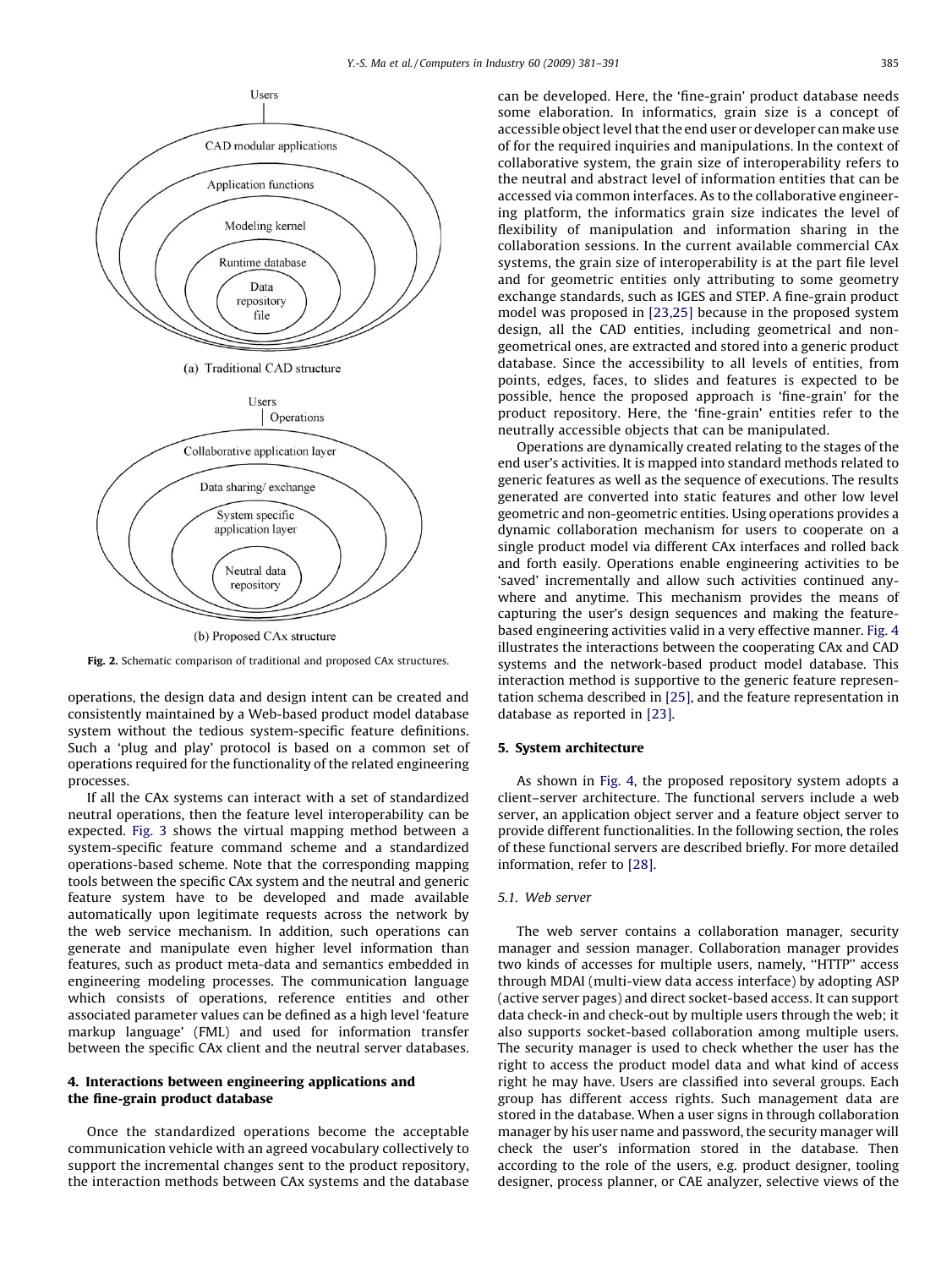Users

CAD modular applications

Application functions

Modeling kernel

Runtime database

Data repository file

(a) Traditional CAD structure

Users

Operations

Collaborative application layer

Data sharing/ exchange

System specific application layer

Neutral data repository

(b) Proposed CAx structure

**Fig. 2.** Schematic comparison of traditional and proposed CAx structures.

operations, the design data and design intent can be created and consistently maintained by a Web-based product model database system without the tedious system-specific feature definitions. Such a 'plug and play' protocol is based on a common set of operations required for the functionality of the related engineering processes.

If all the CAx systems can interact with a set of standardized neutral operations, then the feature level interoperability can be expected. Fig. 3 shows the virtual mapping method between a system-specific feature command scheme and a standardized operations-based scheme. Note that the corresponding mapping tools between the specific CAx system and the neutral and generic feature system have to be developed and made available automatically upon legitimate requests across the network by the web service mechanism. In addition, such operations can generate and manipulate even higher level information than features, such as product meta-data and semantics embedded in engineering modeling processes. The communication language which consists of operations, reference entities and other associated parameter values can be defined as a high level 'feature markup language' (FML) and used for information transfer between the specific CAx client and the neutral server databases.

## 4. Interactions between engineering applications and the fine-grain product database

Once the standardized operations become the acceptable communication vehicle with an agreed vocabulary collectively to support the incremental changes sent to the product repository, the interaction methods between CAx systems and the database can be developed. Here, the 'fine-grain' product database needs some elaboration. In informatics, grain size is a concept of accessible object level that the end user or developer can make use of for the required inquiries and manipulations. In the context of collaborative system, the grain size of interoperability refers to the neutral and abstract level of information entities that can be accessed via common interfaces. As to the collaborative engineering platform, the informatics grain size indicates the level of flexibility of manipulation and information sharing in the collaboration sessions. In the current available commercial CAx systems, the grain size of interoperability is at the part file level and for geometric entities only attributing to some geometry exchange standards, such as IGES and STEP. A fine-grain product model was proposed in [23,25] because in the proposed system design, all the CAD entities, including geometrical and non-geometrical ones, are extracted and stored into a generic product database. Since the accessibility to all levels of entities, from points, edges, faces, to slides and features is expected to be possible, hence the proposed approach is 'fine-grain' for the product repository. Here, the 'fine-grain' entities refer to the neutrally accessible objects that can be manipulated.

Operations are dynamically created relating to the stages of the end user's activities. It is mapped into standard methods related to generic features as well as the sequence of executions. The results generated are converted into static features and other low level geometric and non-geometric entities. Using operations provides a dynamic collaboration mechanism for users to cooperate on a single product model via different CAx interfaces and rolled back and forth easily. Operations enable engineering activities to be 'saved' incrementally and allow such activities continued anywhere and anytime. This mechanism provides the means of capturing the user's design sequences and making the feature-based engineering activities valid in a very effective manner. Fig. 4 illustrates the interactions between the cooperating CAx and CAD systems and the network-based product model database. This interaction method is supportive to the generic feature representation schema described in [25], and the feature representation in database as reported in [23].

## 5. System architecture

As shown in Fig. 4, the proposed repository system adopts a client–server architecture. The functional servers include a web server, an application object server and a feature object server to provide different functionalities. In the following section, the roles of these functional servers are described briefly. For more detailed information, refer to [28].

### 5.1. Web server

The web server contains a collaboration manager, security manager and session manager. Collaboration manager provides two kinds of accesses for multiple users, namely, ''HTTP'' access through MDAI (multi-view data access interface) by adopting ASP (active server pages) and direct socket-based access. It can support data check-in and check-out by multiple users through the web; it also supports socket-based collaboration among multiple users. The security manager is used to check whether the user has the right to access the product model data and what kind of access right he may have. Users are classified into several groups. Each group has different access rights. Such management data are stored in the database. When a user signs in through collaboration manager by his user name and password, the security manager will check the user's information stored in the database. Then according to the role of the users, e.g. product designer, tooling designer, process planner, or CAE analyzer, selective views of the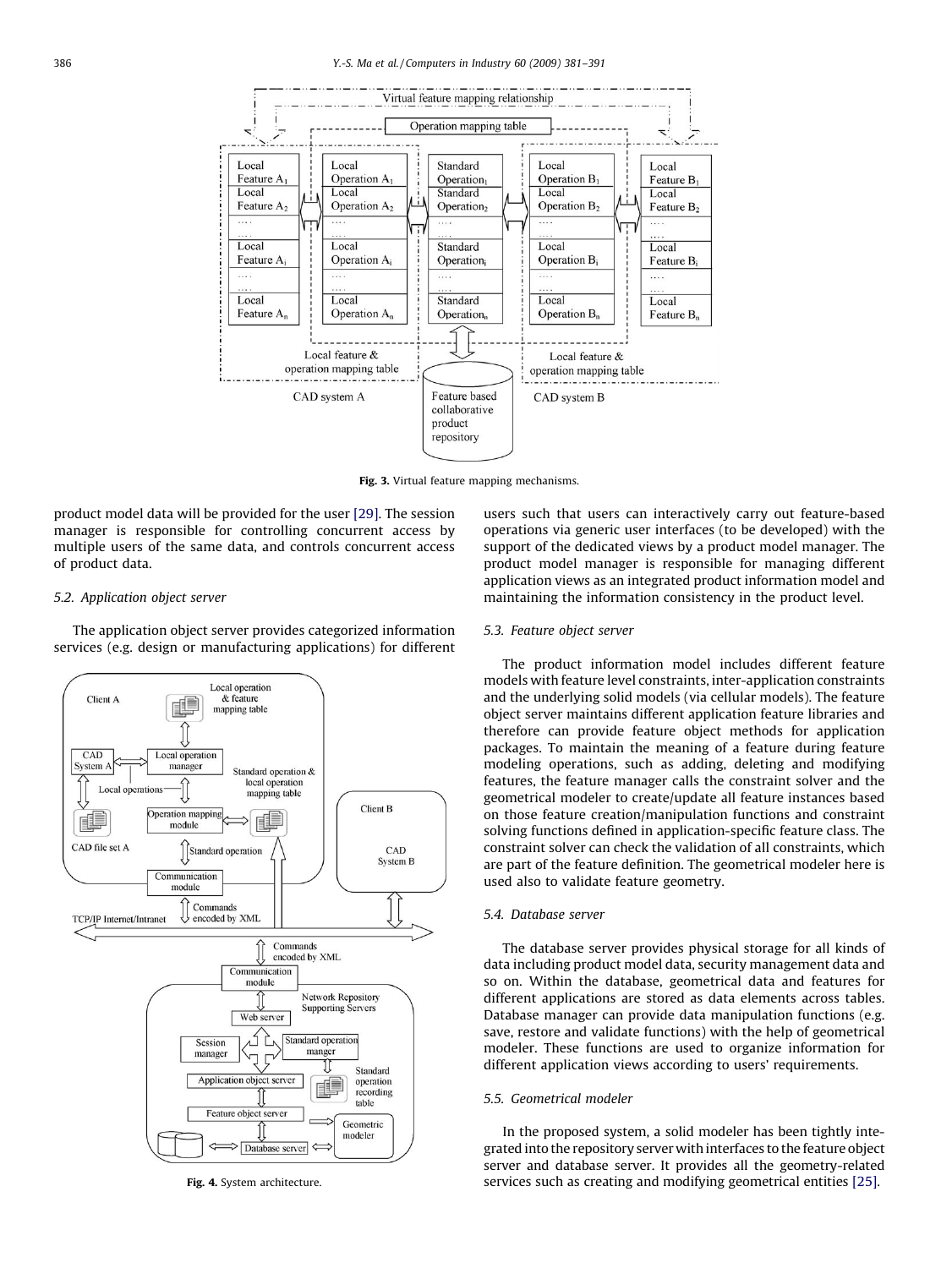Fig. 3. Virtual feature mapping mechanisms.

product model data will be provided for the user [29]. The session manager is responsible for controlling concurrent access by multiple users of the same data, and controls concurrent access of product data.

### 5.2. Application object server

The application object server provides categorized information services (e.g. design or manufacturing applications) for different users such that users can interactively carry out feature-based operations via generic user interfaces (to be developed) with the support of the dedicated views by a product model manager. The product model manager is responsible for managing different application views as an integrated product information model and maintaining the information consistency in the product level.

Fig. 4. System architecture.

### 5.3. Feature object server

The product information model includes different feature models with feature level constraints, inter-application constraints and the underlying solid models (via cellular models). The feature object server maintains different application feature libraries and therefore can provide feature object methods for application packages. To maintain the meaning of a feature during feature modeling operations, such as adding, deleting and modifying features, the feature manager calls the constraint solver and the geometrical modeler to create/update all feature instances based on those feature creation/manipulation functions and constraint solving functions defined in application-specific feature class. The constraint solver can check the validation of all constraints, which are part of the feature definition. The geometrical modeler here is used also to validate feature geometry.

### 5.4. Database server

The database server provides physical storage for all kinds of data including product model data, security management data and so on. Within the database, geometrical data and features for different applications are stored as data elements across tables. Database manager can provide data manipulation functions (e.g. save, restore and validate functions) with the help of geometrical modeler. These functions are used to organize information for different application views according to users' requirements.

### 5.5. Geometrical modeler

In the proposed system, a solid modeler has been tightly integrated into the repository server with interfaces to the feature object server and database server. It provides all the geometry-related services such as creating and modifying geometrical entities [25].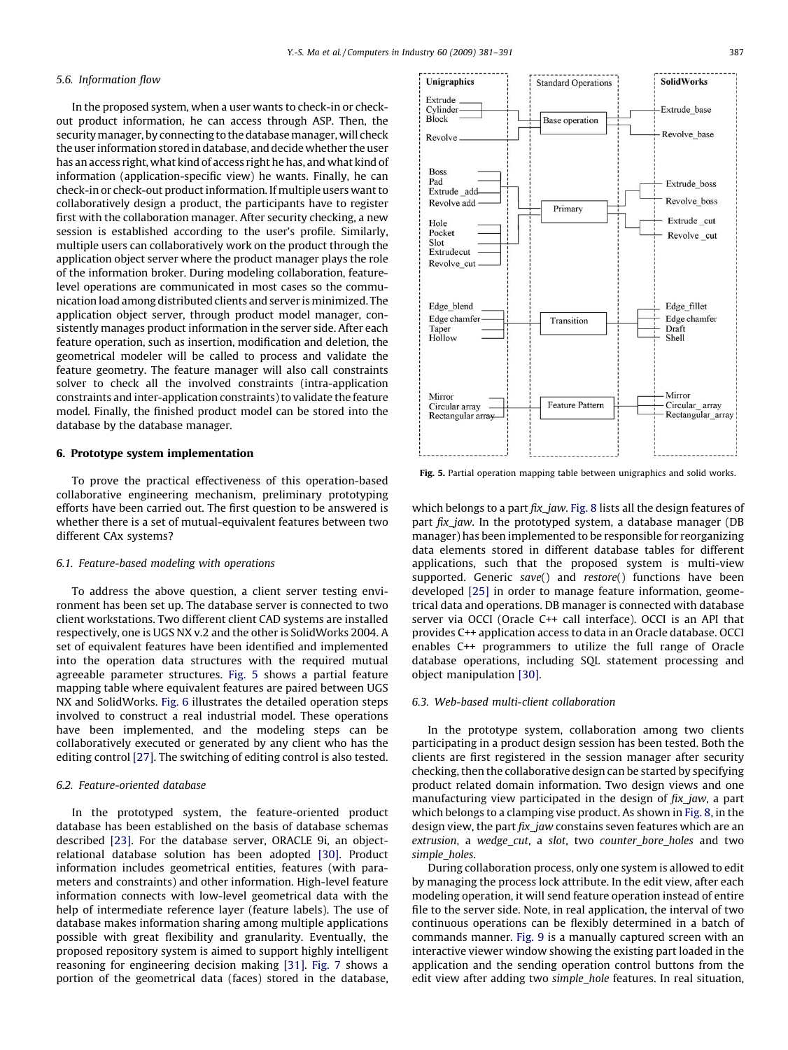### 5.6. Information flow

In the proposed system, when a user wants to check-in or check-out product information, he can access through ASP. Then, the security manager, by connecting to the database manager, will check the user information stored in database, and decide whether the user has an access right, what kind of access right he has, and what kind of information (application-specific view) he wants. Finally, he can check-in or check-out product information. If multiple users want to collaboratively design a product, the participants have to register first with the collaboration manager. After security checking, a new session is established according to the user's profile. Similarly, multiple users can collaboratively work on the product through the application object server where the product manager plays the role of the information broker. During modeling collaboration, feature-level operations are communicated in most cases so the communication load among distributed clients and server is minimized. The application object server, through product model manager, consistently manages product information in the server side. After each feature operation, such as insertion, modification and deletion, the geometrical modeler will be called to process and validate the feature geometry. The feature manager will also call constraints solver to check all the involved constraints (intra-application constraints and inter-application constraints) to validate the feature model. Finally, the finished product model can be stored into the database by the database manager.

## 6. Prototype system implementation

To prove the practical effectiveness of this operation-based collaborative engineering mechanism, preliminary prototyping efforts have been carried out. The first question to be answered is whether there is a set of mutual-equivalent features between two different CAx systems?

### 6.1. Feature-based modeling with operations

To address the above question, a client server testing environment has been set up. The database server is connected to two client workstations. Two different client CAD systems are installed respectively, one is UGS NX v.2 and the other is SolidWorks 2004. A set of equivalent features have been identified and implemented into the operation data structures with the required mutual agreeable parameter structures. Fig. 5 shows a partial feature mapping table where equivalent features are paired between UGS NX and SolidWorks. Fig. 6 illustrates the detailed operation steps involved to construct a real industrial model. These operations have been implemented, and the modeling steps can be collaboratively executed or generated by any client who has the editing control [27]. The switching of editing control is also tested.

### 6.2. Feature-oriented database

In the prototyped system, the feature-oriented product database has been established on the basis of database schemas described [23]. For the database server, ORACLE 9i, an object-relational database solution has been adopted [30]. Product information includes geometrical entities, features (with parameters and constraints) and other information. High-level feature information connects with low-level geometrical data with the help of intermediate reference layer (feature labels). The use of database makes information sharing among multiple applications possible with great flexibility and granularity. Eventually, the proposed repository system is aimed to support highly intelligent reasoning for engineering decision making [31]. Fig. 7 shows a portion of the geometrical data (faces) stored in the database, which belongs to a part *fix_jaw*. Fig. 8 lists all the design features of part *fix_jaw*. In the prototyped system, a database manager (DB manager) has been implemented to be responsible for reorganizing data elements stored in different database tables for different applications, such that the proposed system is multi-view supported. Generic *save*() and *restore*() functions have been developed [25] in order to manage feature information, geometrical data and operations. DB manager is connected with database server via OCCI (Oracle C++ call interface). OCCI is an API that provides C++ application access to data in an Oracle database. OCCI enables C++ programmers to utilize the full range of Oracle database operations, including SQL statement processing and object manipulation [30].

| Unigraphics | Standard Operations | SolidWorks |
|---|---|---|
| Extrude, Cylinder, Block, Revolve | Base operation | Extrude_base, Revolve_base |
| Boss, Pad, Extrude _add, Revolve add, Hole, Pocket, Slot, Extrudecut, Revolve_cut | Primary | Extrude_boss, Revolve_boss, Extrude _cut, Revolve _cut |
| Edge_blend, Edge chamfer, Taper, Hollow | Transition | Edge_fillet, Edge chamfer, Draft, Shell |
| Mirror, Circular array, Rectangular array | Feature Pattern | Mirror, Circular_ array, Rectangular_array |

**Fig. 5.** Partial operation mapping table between unigraphics and solid works.

### 6.3. Web-based multi-client collaboration

In the prototype system, collaboration among two clients participating in a product design session has been tested. Both the clients are first registered in the session manager after security checking, then the collaborative design can be started by specifying product related domain information. Two design views and one manufacturing view participated in the design of *fix_jaw*, a part which belongs to a clamping vise product. As shown in Fig. 8, in the design view, the part *fix_jaw* constains seven features which are an *extrusion*, a *wedge_cut*, a *slot*, two *counter_bore_holes* and two *simple_holes*.

During collaboration process, only one system is allowed to edit by managing the process lock attribute. In the edit view, after each modeling operation, it will send feature operation instead of entire file to the server side. Note, in real application, the interval of two continuous operations can be flexibly determined in a batch of commands manner. Fig. 9 is a manually captured screen with an interactive viewer window showing the existing part loaded in the application and the sending operation control buttons from the edit view after adding two *simple_hole* features. In real situation,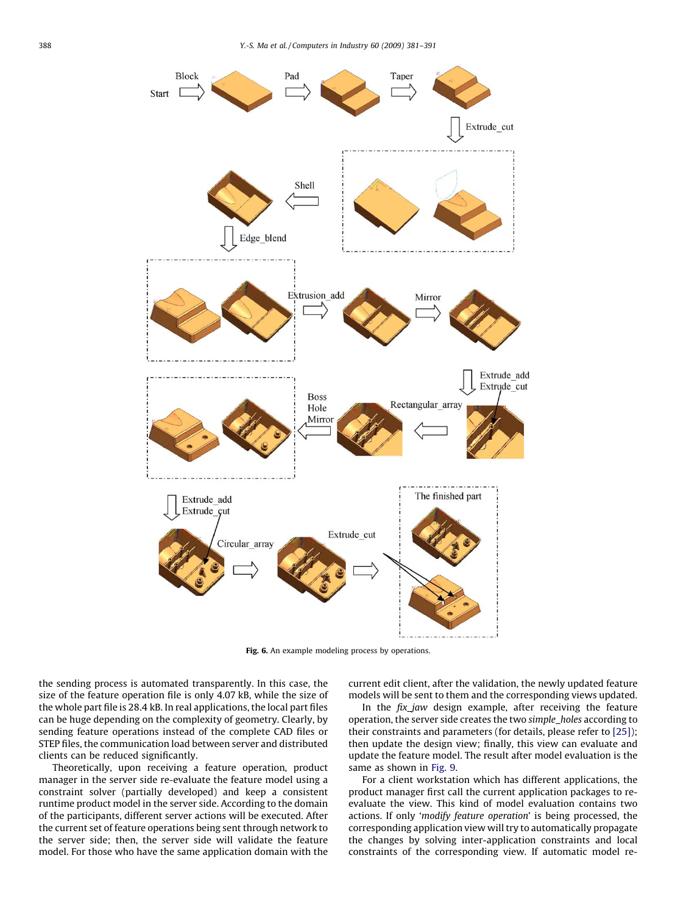**Fig. 6.** An example modeling process by operations.

the sending process is automated transparently. In this case, the size of the feature operation file is only 4.07 kB, while the size of the whole part file is 28.4 kB. In real applications, the local part files can be huge depending on the complexity of geometry. Clearly, by sending feature operations instead of the complete CAD files or STEP files, the communication load between server and distributed clients can be reduced significantly.

Theoretically, upon receiving a feature operation, product manager in the server side re-evaluate the feature model using a constraint solver (partially developed) and keep a consistent runtime product model in the server side. According to the domain of the participants, different server actions will be executed. After the current set of feature operations being sent through network to the server side; then, the server side will validate the feature model. For those who have the same application domain with the current edit client, after the validation, the newly updated feature models will be sent to them and the corresponding views updated.

In the *fix_jaw* design example, after receiving the feature operation, the server side creates the two *simple_holes* according to their constraints and parameters (for details, please refer to [25]); then update the design view; finally, this view can evaluate and update the feature model. The result after model evaluation is the same as shown in Fig. 9.

For a client workstation which has different applications, the product manager first call the current application packages to re-evaluate the view. This kind of model evaluation contains two actions. If only '*modify feature operation*' is being processed, the corresponding application view will try to automatically propagate the changes by solving inter-application constraints and local constraints of the corresponding view. If automatic model re-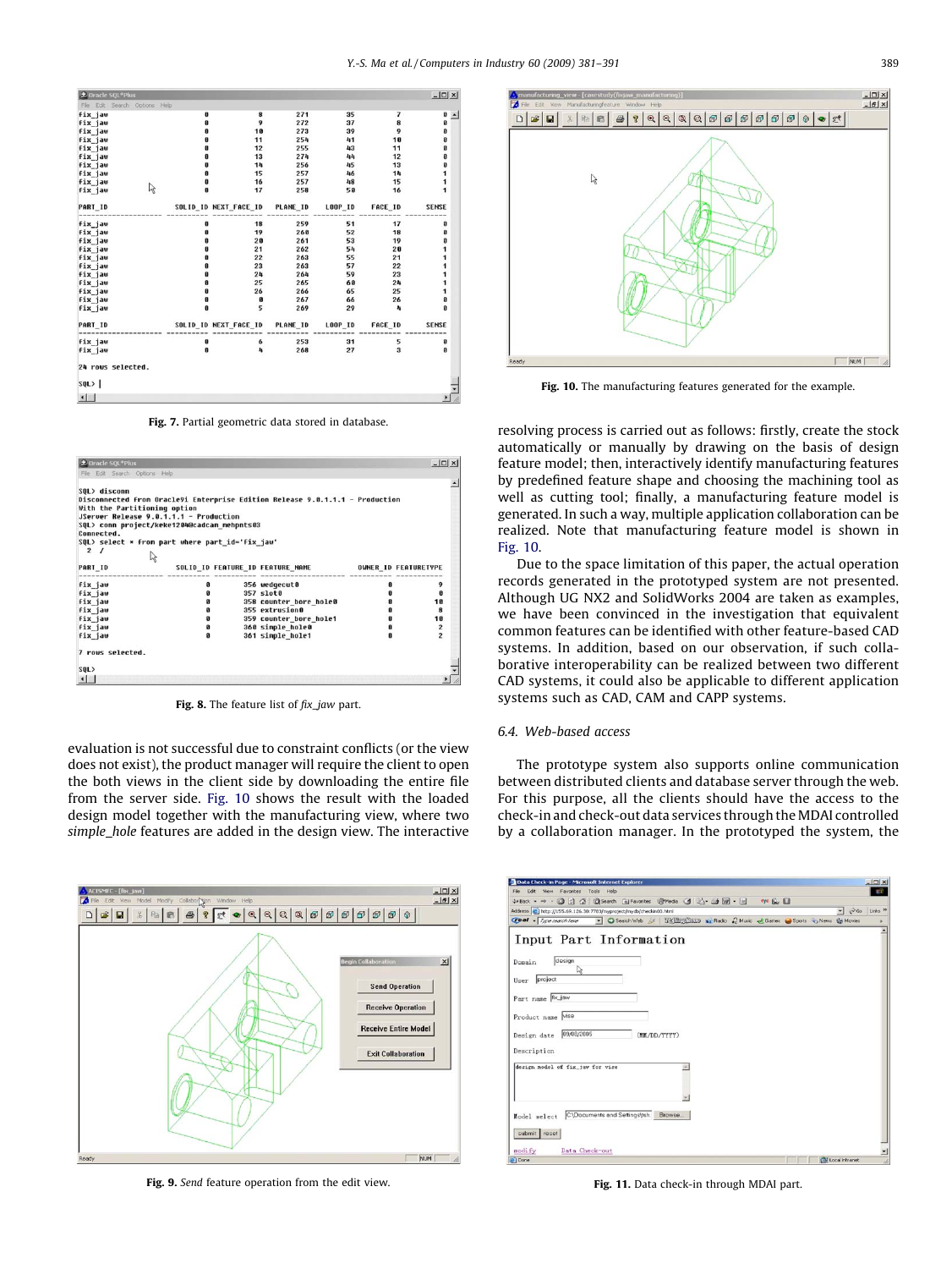Fig. 7. Partial geometric data stored in database.

Fig. 8. The feature list of *fix_jaw* part.

evaluation is not successful due to constraint conflicts (or the view does not exist), the product manager will require the client to open the both views in the client side by downloading the entire file from the server side. Fig. 10 shows the result with the loaded design model together with the manufacturing view, where two *simple_hole* features are added in the design view. The interactive resolving process is carried out as follows: firstly, create the stock automatically or manually by drawing on the basis of design feature model; then, interactively identify manufacturing features by predefined feature shape and choosing the machining tool as well as cutting tool; finally, a manufacturing feature model is generated. In such a way, multiple application collaboration can be realized. Note that manufacturing feature model is shown in Fig. 10.

Fig. 10. The manufacturing features generated for the example.

Due to the space limitation of this paper, the actual operation records generated in the prototyped system are not presented. Although UG NX2 and SolidWorks 2004 are taken as examples, we have been convinced in the investigation that equivalent common features can be identified with other feature-based CAD systems. In addition, based on our observation, if such collaborative interoperability can be realized between two different CAD systems, it could also be applicable to different application systems such as CAD, CAM and CAPP systems.

### 6.4. Web-based access

The prototype system also supports online communication between distributed clients and database server through the web. For this purpose, all the clients should have the access to the check-in and check-out data services through the MDAI controlled by a collaboration manager. In the prototyped the system, the

Fig. 9. *Send* feature operation from the edit view.

Fig. 11. Data check-in through MDAI part.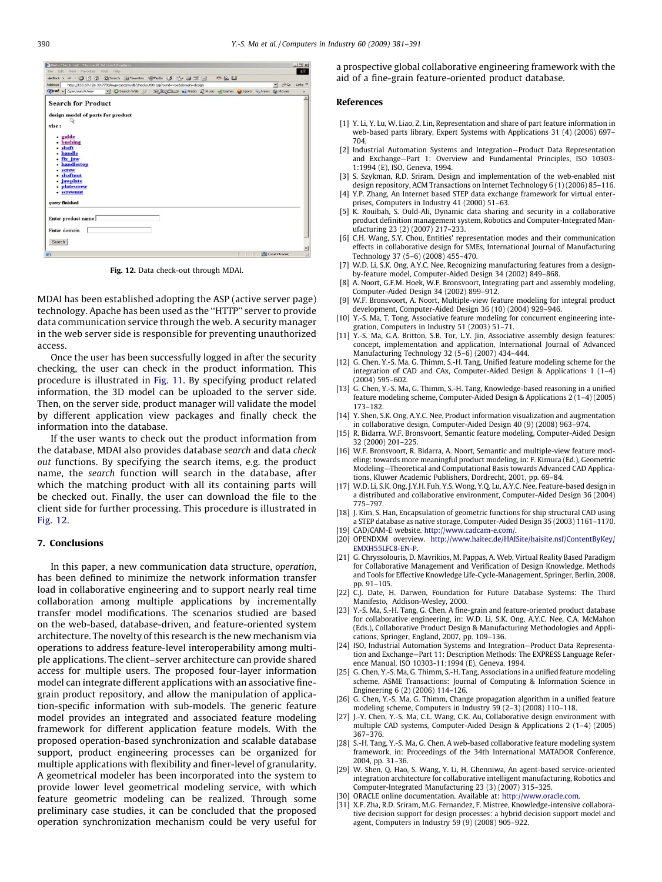Fig. 12. Data check-out through MDAI.

MDAI has been established adopting the ASP (active server page) technology. Apache has been used as the "HTTP" server to provide data communication service through the web. A security manager in the web server side is responsible for preventing unauthorized access.

Once the user has been successfully logged in after the security checking, the user can check in the product information. This procedure is illustrated in Fig. 11. By specifying product related information, the 3D model can be uploaded to the server side. Then, on the server side, product manager will validate the model by different application view packages and finally check the information into the database.

If the user wants to check out the product information from the database, MDAI also provides database *search* and data *check out* functions. By specifying the search items, e.g. the product name, the *search* function will search in the database, after which the matching product with all its containing parts will be checked out. Finally, the user can download the file to the client side for further processing. This procedure is illustrated in Fig. 12.

## 7. Conclusions

In this paper, a new communication data structure, *operation*, has been defined to minimize the network information transfer load in collaborative engineering and to support nearly real time collaboration among multiple applications by incrementally transfer model modifications. The scenarios studied are based on the web-based, database-driven, and feature-oriented system architecture. The novelty of this research is the new mechanism via operations to address feature-level interoperability among multiple applications. The client–server architecture can provide shared access for multiple users. The proposed four-layer information model can integrate different applications with an associative fine-grain product repository, and allow the manipulation of application-specific information with sub-models. The generic feature model provides an integrated and associated feature modeling framework for different application feature models. With the proposed operation-based synchronization and scalable database support, product engineering processes can be organized for multiple applications with flexibility and finer-level of granularity. A geometrical modeler has been incorporated into the system to provide lower level geometrical modeling service, with which feature geometric modeling can be realized. Through some preliminary case studies, it can be concluded that the proposed operation synchronization mechanism could be very useful for a prospective global collaborative engineering framework with the aid of a fine-grain feature-oriented product database.

## References

[1] Y. Li, Y. Lu, W. Liao, Z. Lin, Representation and share of part feature information in web-based parts library, Expert Systems with Applications 31 (4) (2006) 697–704.

[2] Industrial Automation Systems and Integration—Product Data Representation and Exchange—Part 1: Overview and Fundamental Principles, ISO 10303-1:1994 (E), ISO, Geneva, 1994.

[3] S. Szykman, R.D. Sriram, Design and implementation of the web-enabled nist design repository, ACM Transactions on Internet Technology 6 (1) (2006) 85–116.

[4] Y.P. Zhang, An Internet based STEP data exchange framework for virtual enterprises, Computers in Industry 41 (2000) 51–63.

[5] K. Rouibah, S. Ould-Ali, Dynamic data sharing and security in a collaborative product definition management system, Robotics and Computer-Integrated Manufacturing 23 (2) (2007) 217–233.

[6] C.H. Wang, S.Y. Chou, Entities' representation modes and their communication effects in collaborative design for SMEs, International Journal of Manufacturing Technology 37 (5–6) (2008) 455–470.

[7] W.D. Li, S.K. Ong, A.Y.C. Nee, Recognizing manufacturing features from a design-by-feature model, Computer-Aided Design 34 (2002) 849–868.

[8] A. Noort, G.F.M. Hoek, W.F. Bronsvoort, Integrating part and assembly modeling, Computer-Aided Design 34 (2002) 899–912.

[9] W.F. Bronsvoort, A. Noort, Multiple-view feature modeling for integral product development, Computer-Aided Design 36 (10) (2004) 929–946.

[10] Y.-S. Ma, T. Tong, Associative feature modeling for concurrent engineering integration, Computers in Industry 51 (2003) 51–71.

[11] Y.-S. Ma, G. Britton, S.B. Tor, L.Y. Jin, Associative assembly design features: concept, implementation and application, International Journal of Advanced Manufacturing Technology 32 (5–6) (2007) 434–444.

[12] G. Chen, Y.-S. Ma, G. Thimm, S.-H. Tang, Unified feature modeling scheme for the integration of CAD and CAx, Computer-Aided Design & Applications 1 (1–4) (2004) 595–602.

[13] G. Chen, Y.-S. Ma, G. Thimm, S.-H. Tang, Knowledge-based reasoning in a unified feature modeling scheme, Computer-Aided Design & Applications 2 (1–4) (2005) 173–182.

[14] Y. Shen, S.K. Ong, A.Y.C. Nee, Product information visualization and augmentation in collaborative design, Computer-Aided Design 40 (9) (2008) 963–974.

[15] R. Bidarra, W.F. Bronsvoort, Semantic feature modeling, Computer-Aided Design 32 (2000) 201–225.

[16] W.F. Bronsvoort, R. Bidarra, A. Noort, Semantic and multiple-view feature modeling: towards more meaningful product modeling, in: F. Kimura (Ed.), Geometric Modeling—Theoretical and Computational Basis towards Advanced CAD Applications, Kluwer Academic Publishers, Dordrecht, 2001, pp. 69–84.

[17] W.D. Li, S.K. Ong, J.Y.H. Fuh, Y.S. Wong, Y.Q. Lu, A.Y.C. Nee, Feature-based design in a distributed and collaborative environment, Computer-Aided Design 36 (2004) 775–797.

[18] J. Kim, S. Han, Encapsulation of geometric functions for ship structural CAD using a STEP database as native storage, Computer-Aided Design 35 (2003) 1161–1170.

[19] CAD/CAM-E website. http://www.cadcam-e.com/.

[20] OPENDXM overview. http://www.haitec.de/HAISite/haisite.nsf/ContentByKey/EMXH55LFC8-EN-P.

[21] G. Chryssolouris, D. Mavrikios, M. Pappas, A. Web, Virtual Reality Based Paradigm for Collaborative Management and Verification of Design Knowledge, Methods and Tools for Effective Knowledge Life-Cycle-Management, Springer, Berlin, 2008, pp. 91–105.

[22] C.J. Date, H. Darwen, Foundation for Future Database Systems: The Third Manifesto, Addison-Wesley, 2000.

[23] Y.-S. Ma, S.-H. Tang, G. Chen, A fine-grain and feature-oriented product database for collaborative engineering, in: W.D. Li, S.K. Ong, A.Y.C. Nee, C.A. McMahon (Eds.), Collaborative Product Design & Manufacturing Methodologies and Applications, Springer, England, 2007, pp. 109–136.

[24] ISO, Industrial Automation Systems and Integration—Product Data Representation and Exchange—Part 11: Description Methods: The EXPRESS Language Reference Manual, ISO 10303-11:1994 (E), Geneva, 1994.

[25] G. Chen, Y.-S. Ma, G. Thimm, S.-H. Tang, Associations in a unified feature modeling scheme, ASME Transactions: Journal of Computing & Information Science in Engineering 6 (2) (2006) 114–126.

[26] G. Chen, Y.-S. Ma, G. Thimm, Change propagation algorithm in a unified feature modeling scheme, Computers in Industry 59 (2–3) (2008) 110–118.

[27] J.-Y. Chen, Y.-S. Ma, C.L. Wang, C.K. Au, Collaborative design environment with multiple CAD systems, Computer-Aided Design & Applications 2 (1–4) (2005) 367–376.

[28] S.-H. Tang, Y.-S. Ma, G. Chen, A web-based collaborative feature modeling system framework, in: Proceedings of the 34th International MATADOR Conference, 2004, pp. 31–36.

[29] W. Shen, Q. Hao, S. Wang, Y. Li, H. Ghenniwa, An agent-based service-oriented integration architecture for collaborative intelligent manufacturing, Robotics and Computer-Integrated Manufacturing 23 (3) (2007) 315–325.

[30] ORACLE online documentation. Available at: http://www.oracle.com.

[31] X.F. Zha, R.D. Sriram, M.G. Fernandez, F. Mistree, Knowledge-intensive collaborative decision support for design processes: a hybrid decision support model and agent, Computers in Industry 59 (9) (2008) 905–922.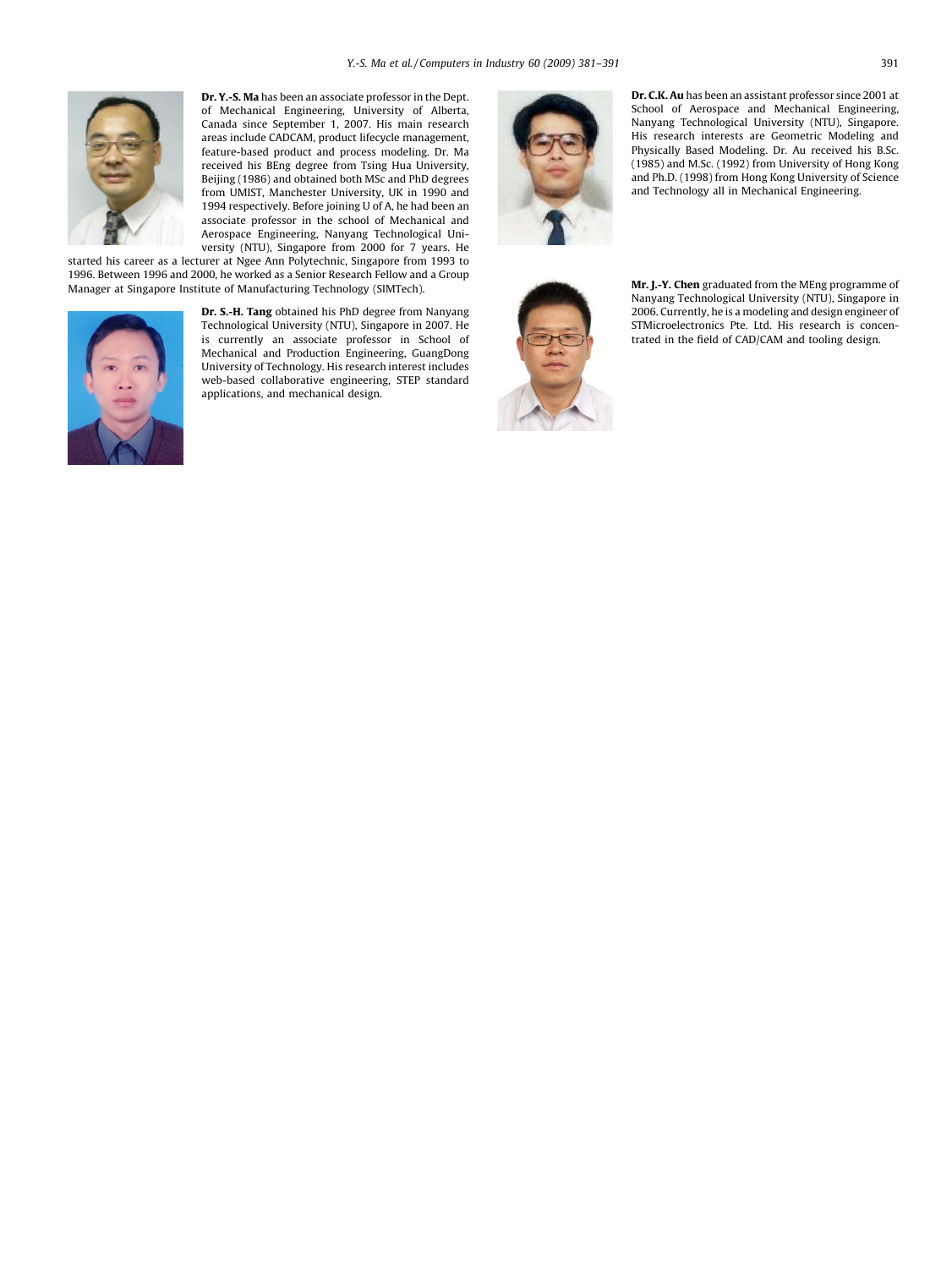**Dr. Y.-S. Ma** has been an associate professor in the Dept. of Mechanical Engineering, University of Alberta, Canada since September 1, 2007. His main research areas include CADCAM, product lifecycle management, feature-based product and process modeling. Dr. Ma received his BEng degree from Tsing Hua University, Beijing (1986) and obtained both MSc and PhD degrees from UMIST, Manchester University, UK in 1990 and 1994 respectively. Before joining U of A, he had been an associate professor in the school of Mechanical and Aerospace Engineering, Nanyang Technological University (NTU), Singapore from 2000 for 7 years. He started his career as a lecturer at Ngee Ann Polytechnic, Singapore from 1993 to 1996. Between 1996 and 2000, he worked as a Senior Research Fellow and a Group Manager at Singapore Institute of Manufacturing Technology (SIMTech).

**Dr. S.-H. Tang** obtained his PhD degree from Nanyang Technological University (NTU), Singapore in 2007. He is currently an associate professor in School of Mechanical and Production Engineering, GuangDong University of Technology. His research interest includes web-based collaborative engineering, STEP standard applications, and mechanical design.

**Dr. C.K. Au** has been an assistant professor since 2001 at School of Aerospace and Mechanical Engineering, Nanyang Technological University (NTU), Singapore. His research interests are Geometric Modeling and Physically Based Modeling. Dr. Au received his B.Sc. (1985) and M.Sc. (1992) from University of Hong Kong and Ph.D. (1998) from Hong Kong University of Science and Technology all in Mechanical Engineering.

**Mr. J.-Y. Chen** graduated from the MEng programme of Nanyang Technological University (NTU), Singapore in 2006. Currently, he is a modeling and design engineer of STMicroelectronics Pte. Ltd. His research is concentrated in the field of CAD/CAM and tooling design.